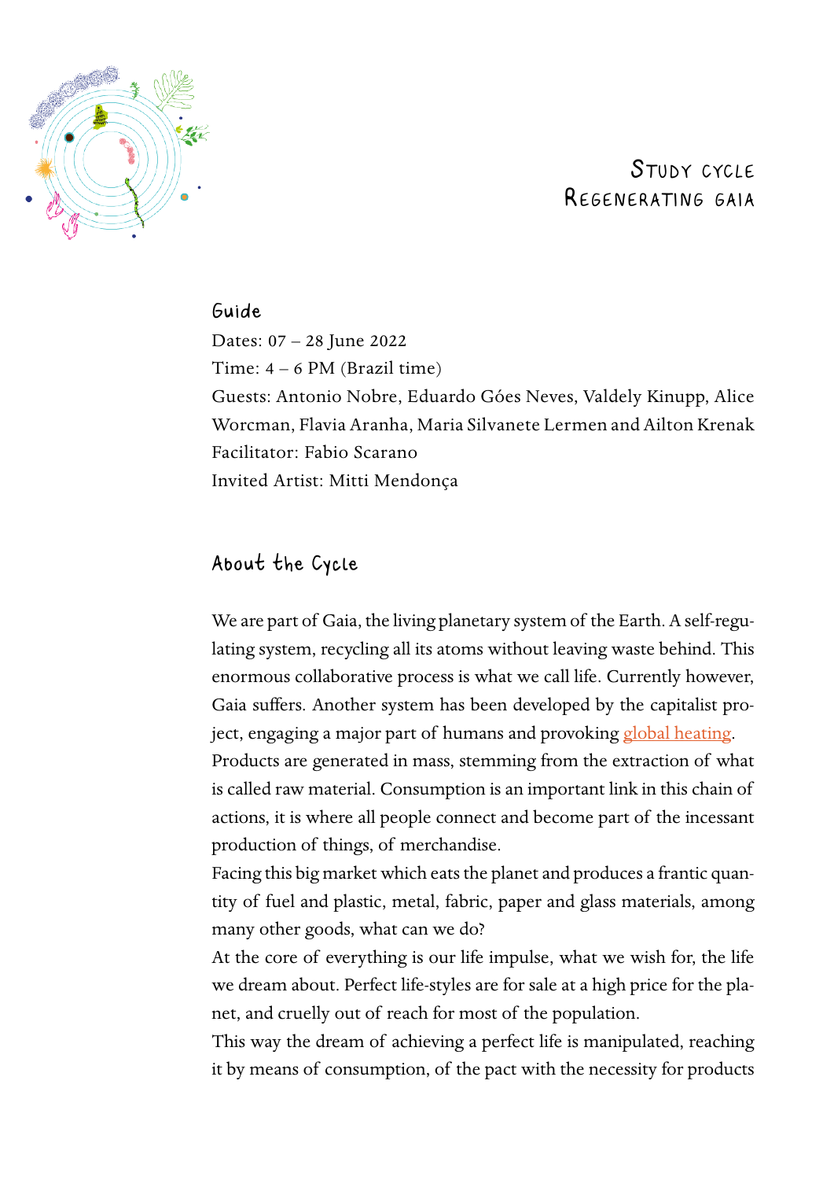# Study cycle
# Regenerating Gaia

## Guide

Dates: 07 – 28 June 2022
Time: 4 – 6 PM (Brazil time)
Guests: Antonio Nobre, Eduardo Góes Neves, Valdely Kinupp, Alice Worcman, Flavia Aranha, Maria Silvanete Lermen and Ailton Krenak
Facilitator: Fabio Scarano
Invited Artist: Mitti Mendonça

## About the Cycle

We are part of Gaia, the living planetary system of the Earth. A self-regulating system, recycling all its atoms without leaving waste behind. This enormous collaborative process is what we call life. Currently however, Gaia suffers. Another system has been developed by the capitalist project, engaging a major part of humans and provoking global heating.
Products are generated in mass, stemming from the extraction of what is called raw material. Consumption is an important link in this chain of actions, it is where all people connect and become part of the incessant production of things, of merchandise.
Facing this big market which eats the planet and produces a frantic quantity of fuel and plastic, metal, fabric, paper and glass materials, among many other goods, what can we do?
At the core of everything is our life impulse, what we wish for, the life we dream about. Perfect life-styles are for sale at a high price for the planet, and cruelly out of reach for most of the population.
This way the dream of achieving a perfect life is manipulated, reaching it by means of consumption, of the pact with the necessity for products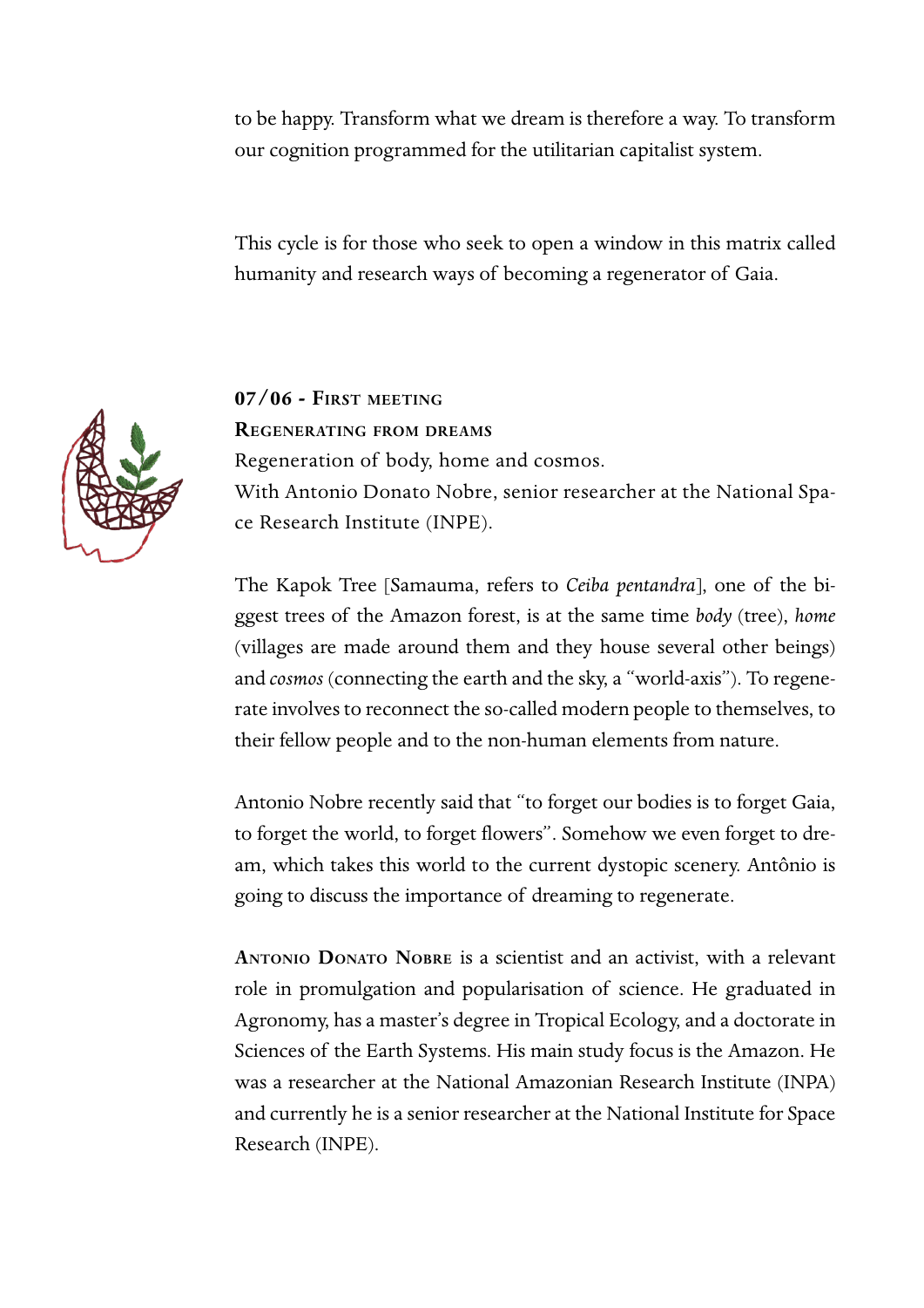to be happy. Transform what we dream is therefore a way. To transform our cognition programmed for the utilitarian capitalist system.

This cycle is for those who seek to open a window in this matrix called humanity and research ways of becoming a regenerator of Gaia.

**07/06 - First meeting**
**Regenerating from dreams**
Regeneration of body, home and cosmos.
With Antonio Donato Nobre, senior researcher at the National Space Research Institute (INPE).

The Kapok Tree [Samauma, refers to *Ceiba pentandra*], one of the biggest trees of the Amazon forest, is at the same time *body* (tree), *home* (villages are made around them and they house several other beings) and *cosmos* (connecting the earth and the sky, a "world-axis"). To regenerate involves to reconnect the so-called modern people to themselves, to their fellow people and to the non-human elements from nature.

Antonio Nobre recently said that "to forget our bodies is to forget Gaia, to forget the world, to forget flowers". Somehow we even forget to dream, which takes this world to the current dystopic scenery. Antônio is going to discuss the importance of dreaming to regenerate.

**Antonio Donato Nobre** is a scientist and an activist, with a relevant role in promulgation and popularisation of science. He graduated in Agronomy, has a master's degree in Tropical Ecology, and a doctorate in Sciences of the Earth Systems. His main study focus is the Amazon. He was a researcher at the National Amazonian Research Institute (INPA) and currently he is a senior researcher at the National Institute for Space Research (INPE).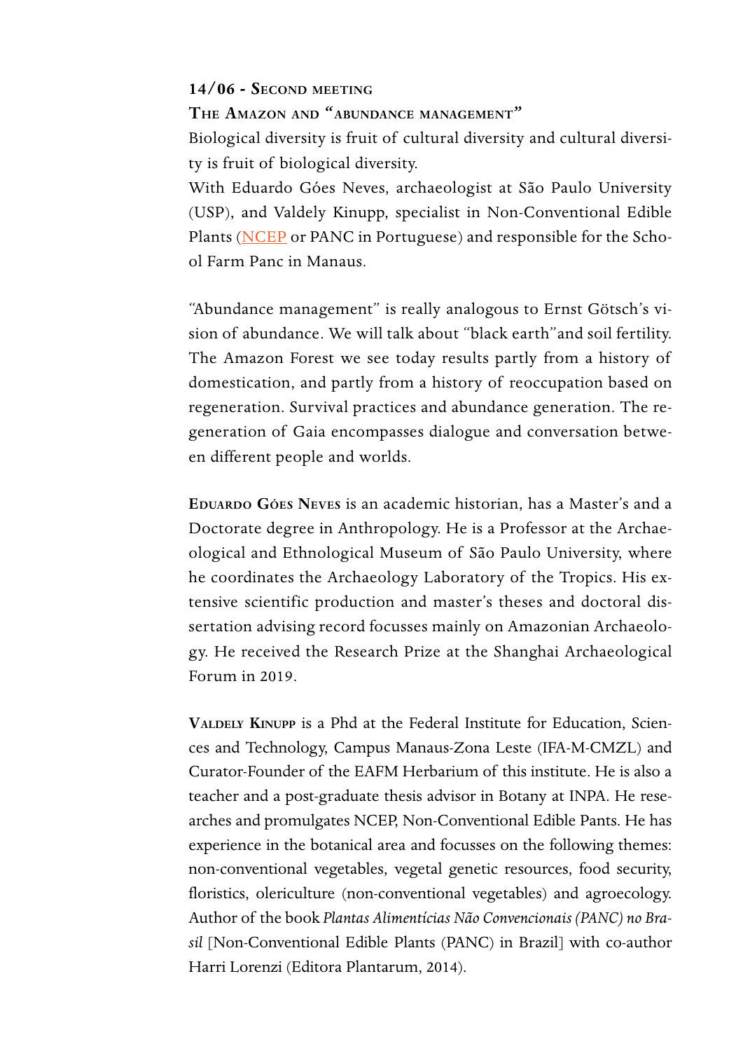**14/06 - Second meeting**

**The Amazon and "abundance management"**

Biological diversity is fruit of cultural diversity and cultural diversity is fruit of biological diversity.

With Eduardo Góes Neves, archaeologist at São Paulo University (USP), and Valdely Kinupp, specialist in Non-Conventional Edible Plants (NCEP or PANC in Portuguese) and responsible for the School Farm Panc in Manaus.

"Abundance management" is really analogous to Ernst Götsch's vision of abundance. We will talk about "black earth"and soil fertility. The Amazon Forest we see today results partly from a history of domestication, and partly from a history of reoccupation based on regeneration. Survival practices and abundance generation. The regeneration of Gaia encompasses dialogue and conversation between different people and worlds.

**Eduardo Góes Neves** is an academic historian, has a Master's and a Doctorate degree in Anthropology. He is a Professor at the Archaeological and Ethnological Museum of São Paulo University, where he coordinates the Archaeology Laboratory of the Tropics. His extensive scientific production and master's theses and doctoral dissertation advising record focusses mainly on Amazonian Archaeology. He received the Research Prize at the Shanghai Archaeological Forum in 2019.

**Valdely Kinupp** is a Phd at the Federal Institute for Education, Sciences and Technology, Campus Manaus-Zona Leste (IFA-M-CMZL) and Curator-Founder of the EAFM Herbarium of this institute. He is also a teacher and a post-graduate thesis advisor in Botany at INPA. He researches and promulgates NCEP, Non-Conventional Edible Pants. He has experience in the botanical area and focusses on the following themes: non-conventional vegetables, vegetal genetic resources, food security, floristics, olericulture (non-conventional vegetables) and agroecology. Author of the book *Plantas Alimentícias Não Convencionais (PANC) no Brasil* [Non-Conventional Edible Plants (PANC) in Brazil] with co-author Harri Lorenzi (Editora Plantarum, 2014).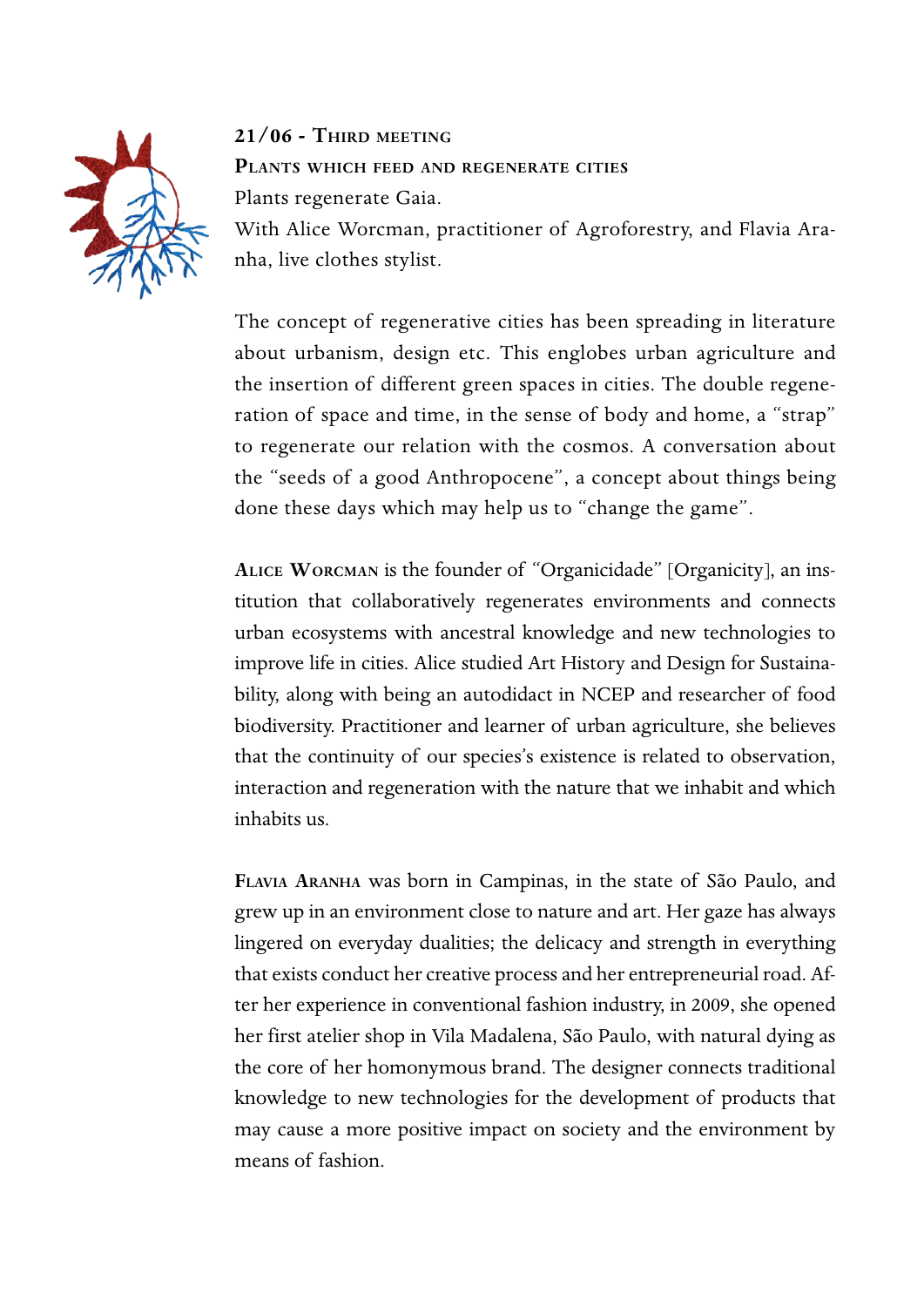## 21/06 - Third meeting

### Plants which feed and regenerate cities

Plants regenerate Gaia.

With Alice Worcman, practitioner of Agroforestry, and Flavia Aranha, live clothes stylist.

The concept of regenerative cities has been spreading in literature about urbanism, design etc. This englobes urban agriculture and the insertion of different green spaces in cities. The double regeneration of space and time, in the sense of body and home, a "strap" to regenerate our relation with the cosmos. A conversation about the "seeds of a good Anthropocene", a concept about things being done these days which may help us to "change the game".

**Alice Worcman** is the founder of "Organicidade" [Organicity], an institution that collaboratively regenerates environments and connects urban ecosystems with ancestral knowledge and new technologies to improve life in cities. Alice studied Art History and Design for Sustainability, along with being an autodidact in NCEP and researcher of food biodiversity. Practitioner and learner of urban agriculture, she believes that the continuity of our species's existence is related to observation, interaction and regeneration with the nature that we inhabit and which inhabits us.

**Flavia Aranha** was born in Campinas, in the state of São Paulo, and grew up in an environment close to nature and art. Her gaze has always lingered on everyday dualities; the delicacy and strength in everything that exists conduct her creative process and her entrepreneurial road. After her experience in conventional fashion industry, in 2009, she opened her first atelier shop in Vila Madalena, São Paulo, with natural dying as the core of her homonymous brand. The designer connects traditional knowledge to new technologies for the development of products that may cause a more positive impact on society and the environment by means of fashion.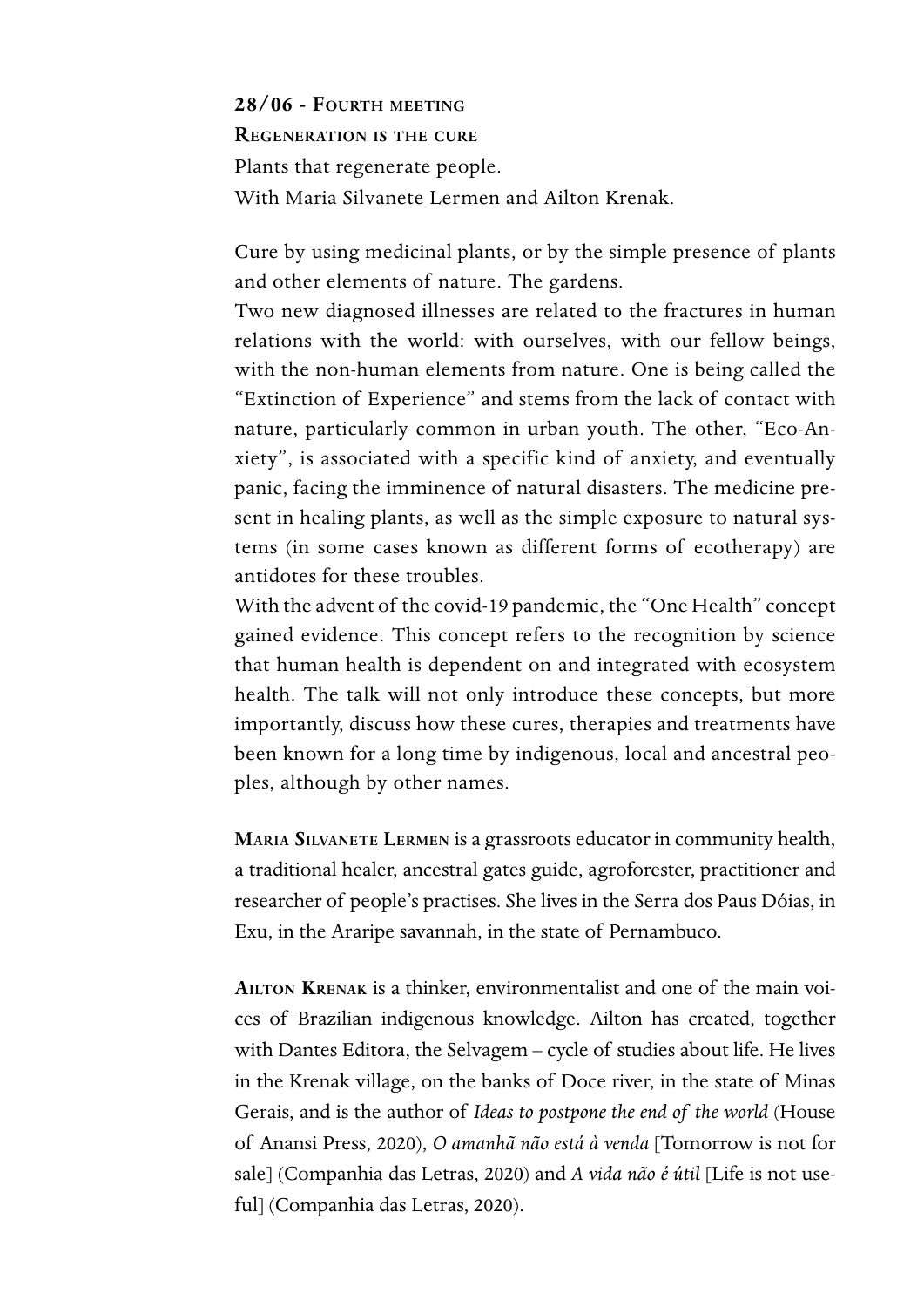**28/06 - Fourth meeting**

**Regeneration is the cure**

Plants that regenerate people.

With Maria Silvanete Lermen and Ailton Krenak.

Cure by using medicinal plants, or by the simple presence of plants and other elements of nature. The gardens.

Two new diagnosed illnesses are related to the fractures in human relations with the world: with ourselves, with our fellow beings, with the non-human elements from nature. One is being called the "Extinction of Experience" and stems from the lack of contact with nature, particularly common in urban youth. The other, "Eco-Anxiety", is associated with a specific kind of anxiety, and eventually panic, facing the imminence of natural disasters. The medicine present in healing plants, as well as the simple exposure to natural systems (in some cases known as different forms of ecotherapy) are antidotes for these troubles.

With the advent of the covid-19 pandemic, the "One Health" concept gained evidence. This concept refers to the recognition by science that human health is dependent on and integrated with ecosystem health. The talk will not only introduce these concepts, but more importantly, discuss how these cures, therapies and treatments have been known for a long time by indigenous, local and ancestral peoples, although by other names.

**Maria Silvanete Lermen** is a grassroots educator in community health, a traditional healer, ancestral gates guide, agroforester, practitioner and researcher of people's practises. She lives in the Serra dos Paus Dóias, in Exu, in the Araripe savannah, in the state of Pernambuco.

**Ailton Krenak** is a thinker, environmentalist and one of the main voices of Brazilian indigenous knowledge. Ailton has created, together with Dantes Editora, the Selvagem – cycle of studies about life. He lives in the Krenak village, on the banks of Doce river, in the state of Minas Gerais, and is the author of *Ideas to postpone the end of the world* (House of Anansi Press, 2020), *O amanhã não está à venda* [Tomorrow is not for sale] (Companhia das Letras, 2020) and *A vida não é útil* [Life is not useful] (Companhia das Letras, 2020).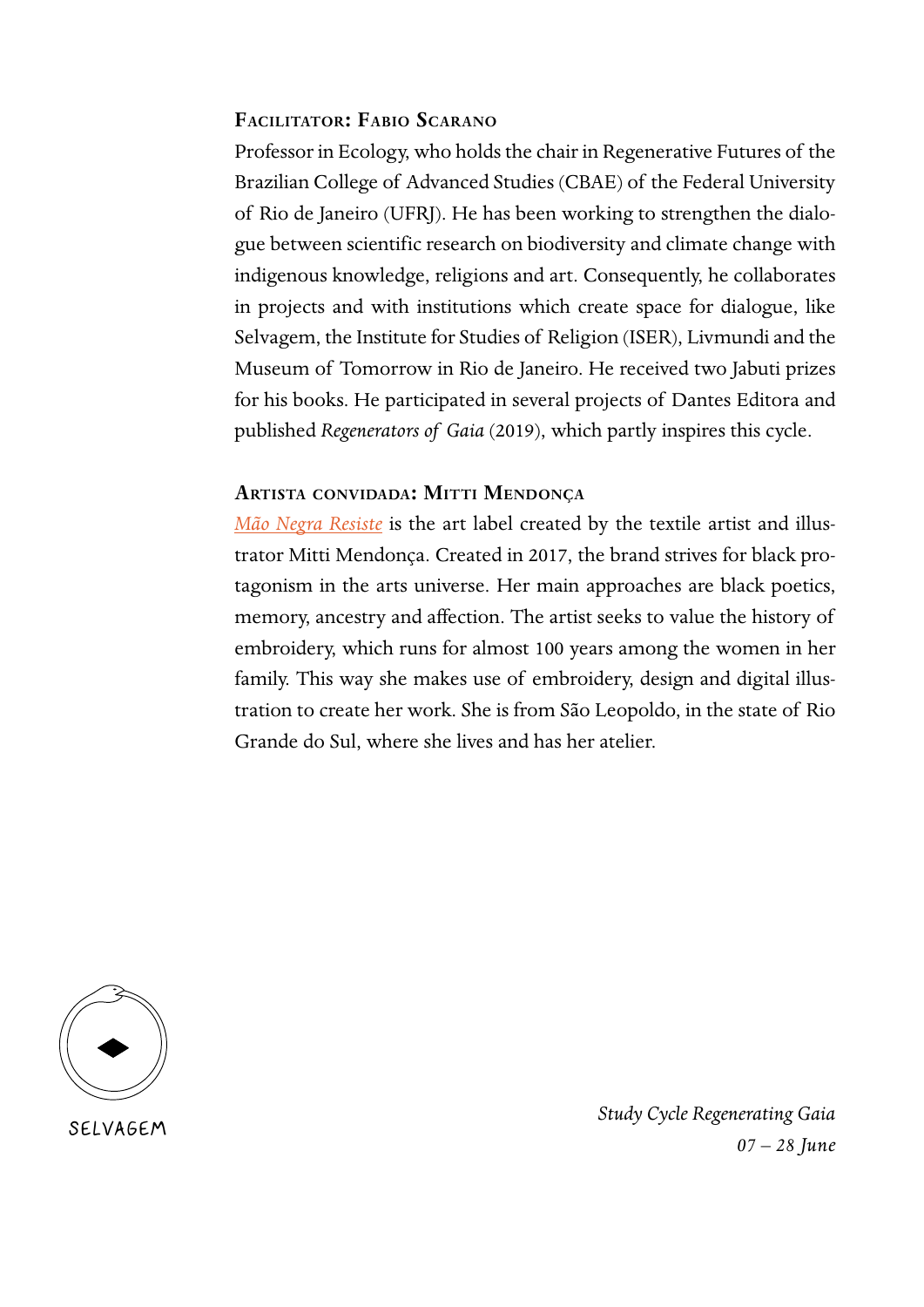### Facilitator: Fabio Scarano

Professor in Ecology, who holds the chair in Regenerative Futures of the Brazilian College of Advanced Studies (CBAE) of the Federal University of Rio de Janeiro (UFRJ). He has been working to strengthen the dialogue between scientific research on biodiversity and climate change with indigenous knowledge, religions and art. Consequently, he collaborates in projects and with institutions which create space for dialogue, like Selvagem, the Institute for Studies of Religion (ISER), Livmundi and the Museum of Tomorrow in Rio de Janeiro. He received two Jabuti prizes for his books. He participated in several projects of Dantes Editora and published *Regenerators of Gaia* (2019), which partly inspires this cycle.

### Artista convidada: Mitti Mendonça

*Mão Negra Resiste* is the art label created by the textile artist and illustrator Mitti Mendonça. Created in 2017, the brand strives for black protagonism in the arts universe. Her main approaches are black poetics, memory, ancestry and affection. The artist seeks to value the history of embroidery, which runs for almost 100 years among the women in her family. This way she makes use of embroidery, design and digital illustration to create her work. She is from São Leopoldo, in the state of Rio Grande do Sul, where she lives and has her atelier.

SELVAGEM

*Study Cycle Regenerating Gaia*
*07 – 28 June*